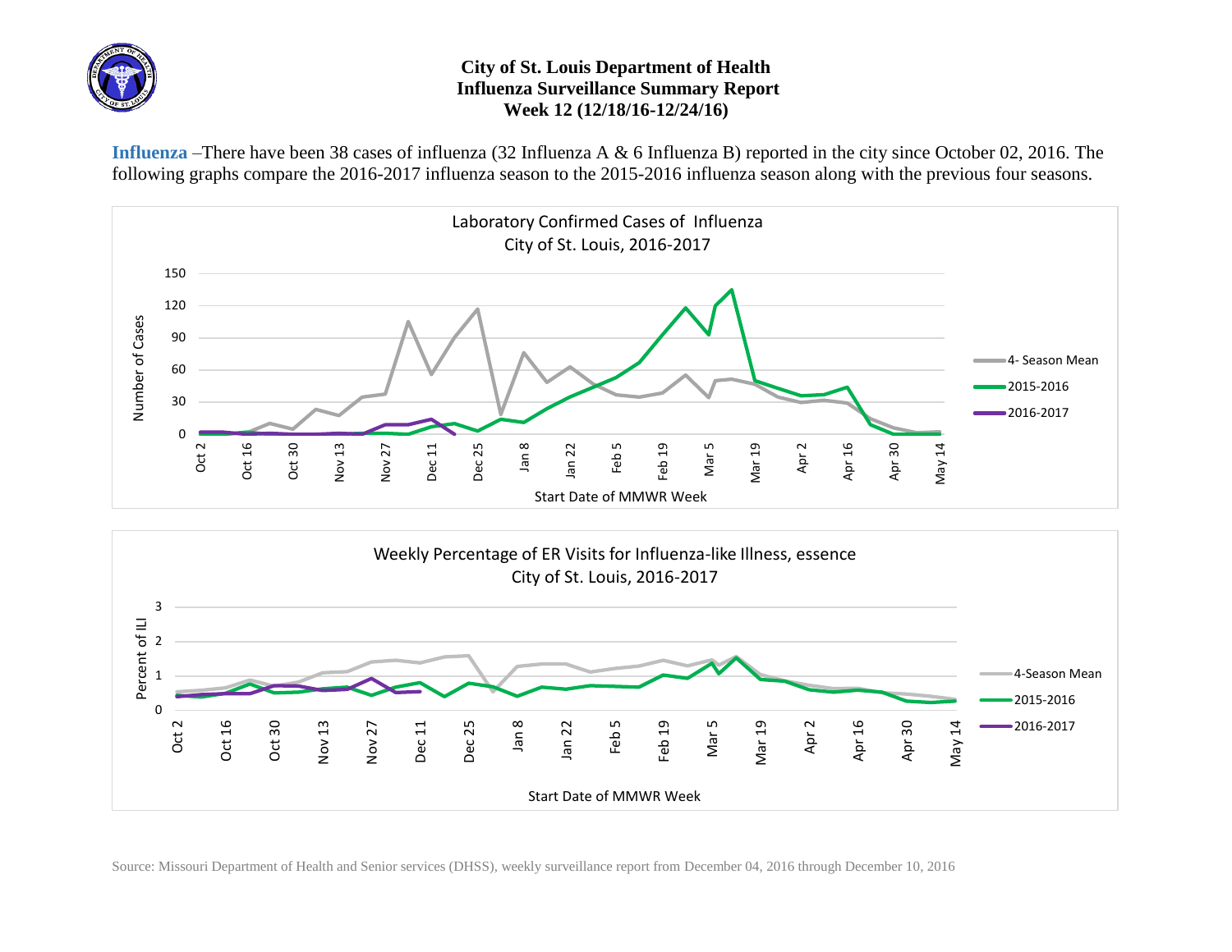# City of St. Louis Department of Health
## Influenza Surveillance Summary Report
### Week 12 (12/18/16-12/24/16)

**Influenza** –There have been 38 cases of influenza (32 Influenza A & 6 Influenza B) reported in the city since October 02, 2016. The following graphs compare the 2016-2017 influenza season to the 2015-2016 influenza season along with the previous four seasons.

Laboratory Confirmed Cases of Influenza
City of St. Louis, 2016-2017

Weekly Percentage of ER Visits for Influenza-like Illness, essence
City of St. Louis, 2016-2017

Source: Missouri Department of Health and Senior services (DHSS), weekly surveillance report from December 04, 2016 through December 10, 2016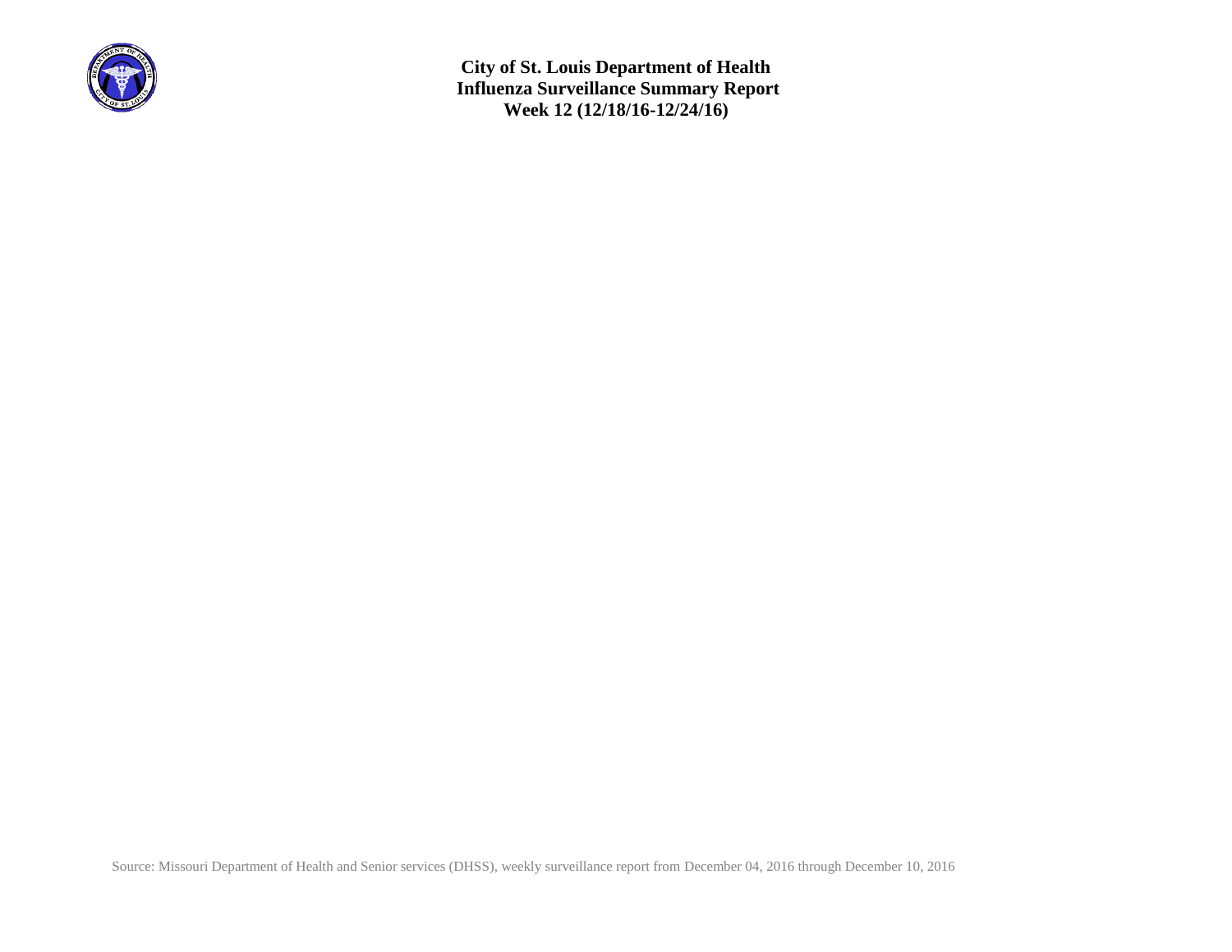**City of St. Louis Department of Health**
**Influenza Surveillance Summary Report**
**Week 12 (12/18/16-12/24/16)**

Source: Missouri Department of Health and Senior services (DHSS), weekly surveillance report from December 04, 2016 through December 10, 2016